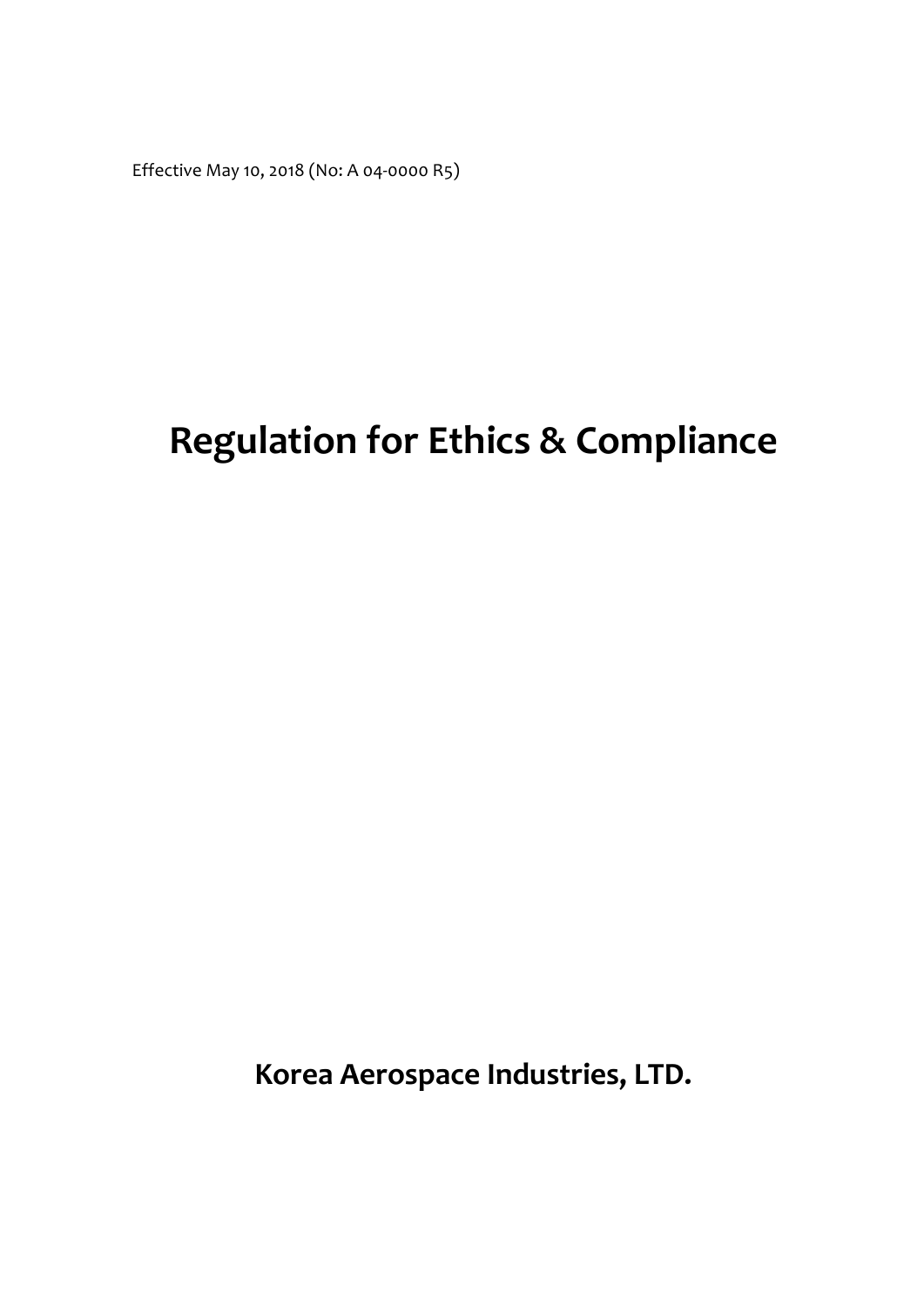Effective May 10, 2018 (No: A 04-0000 R5)

# Regulation for Ethics & Compliance

**Korea Aerospace Industries, LTD.**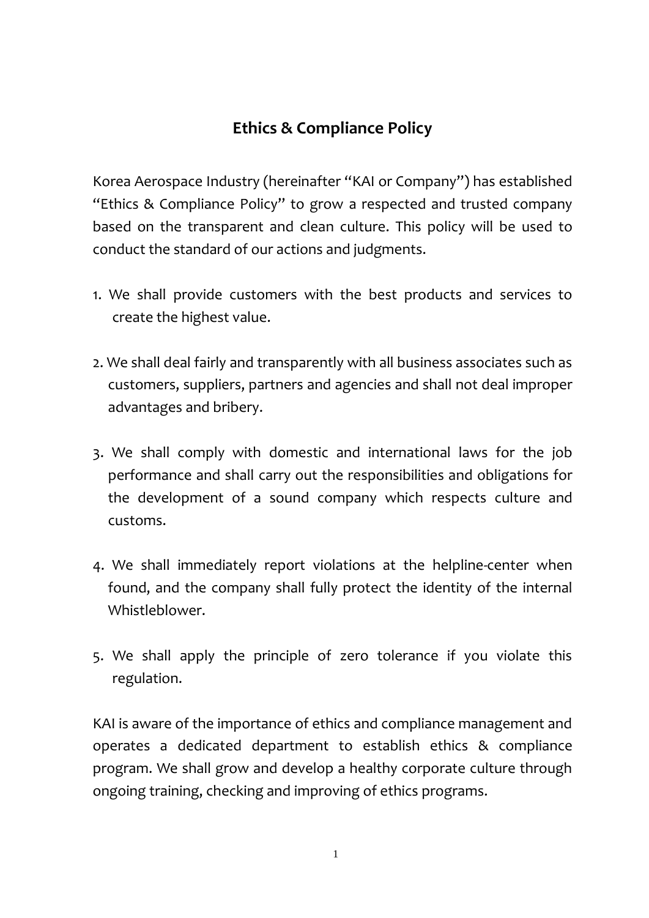# Ethics & Compliance Policy

Korea Aerospace Industry (hereinafter "KAI or Company") has established "Ethics & Compliance Policy" to grow a respected and trusted company based on the transparent and clean culture. This policy will be used to conduct the standard of our actions and judgments.

1. We shall provide customers with the best products and services to create the highest value.

2. We shall deal fairly and transparently with all business associates such as customers, suppliers, partners and agencies and shall not deal improper advantages and bribery.

3. We shall comply with domestic and international laws for the job performance and shall carry out the responsibilities and obligations for the development of a sound company which respects culture and customs.

4. We shall immediately report violations at the helpline-center when found, and the company shall fully protect the identity of the internal Whistleblower.

5. We shall apply the principle of zero tolerance if you violate this regulation.

KAI is aware of the importance of ethics and compliance management and operates a dedicated department to establish ethics & compliance program. We shall grow and develop a healthy corporate culture through ongoing training, checking and improving of ethics programs.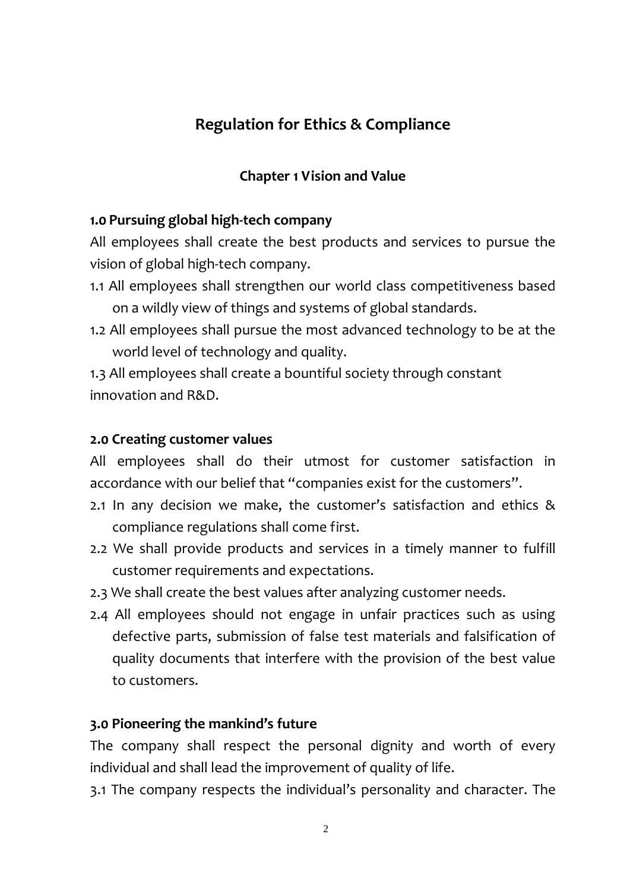# Regulation for Ethics & Compliance

## Chapter 1 Vision and Value

### 1.0 Pursuing global high-tech company

All employees shall create the best products and services to pursue the vision of global high-tech company.

1.1 All employees shall strengthen our world class competitiveness based on a wildly view of things and systems of global standards.

1.2 All employees shall pursue the most advanced technology to be at the world level of technology and quality.

1.3 All employees shall create a bountiful society through constant innovation and R&D.

### 2.0 Creating customer values

All employees shall do their utmost for customer satisfaction in accordance with our belief that "companies exist for the customers".

2.1 In any decision we make, the customer's satisfaction and ethics & compliance regulations shall come first.

2.2 We shall provide products and services in a timely manner to fulfill customer requirements and expectations.

2.3 We shall create the best values after analyzing customer needs.

2.4 All employees should not engage in unfair practices such as using defective parts, submission of false test materials and falsification of quality documents that interfere with the provision of the best value to customers.

### 3.0 Pioneering the mankind's future

The company shall respect the personal dignity and worth of every individual and shall lead the improvement of quality of life.

3.1 The company respects the individual's personality and character. The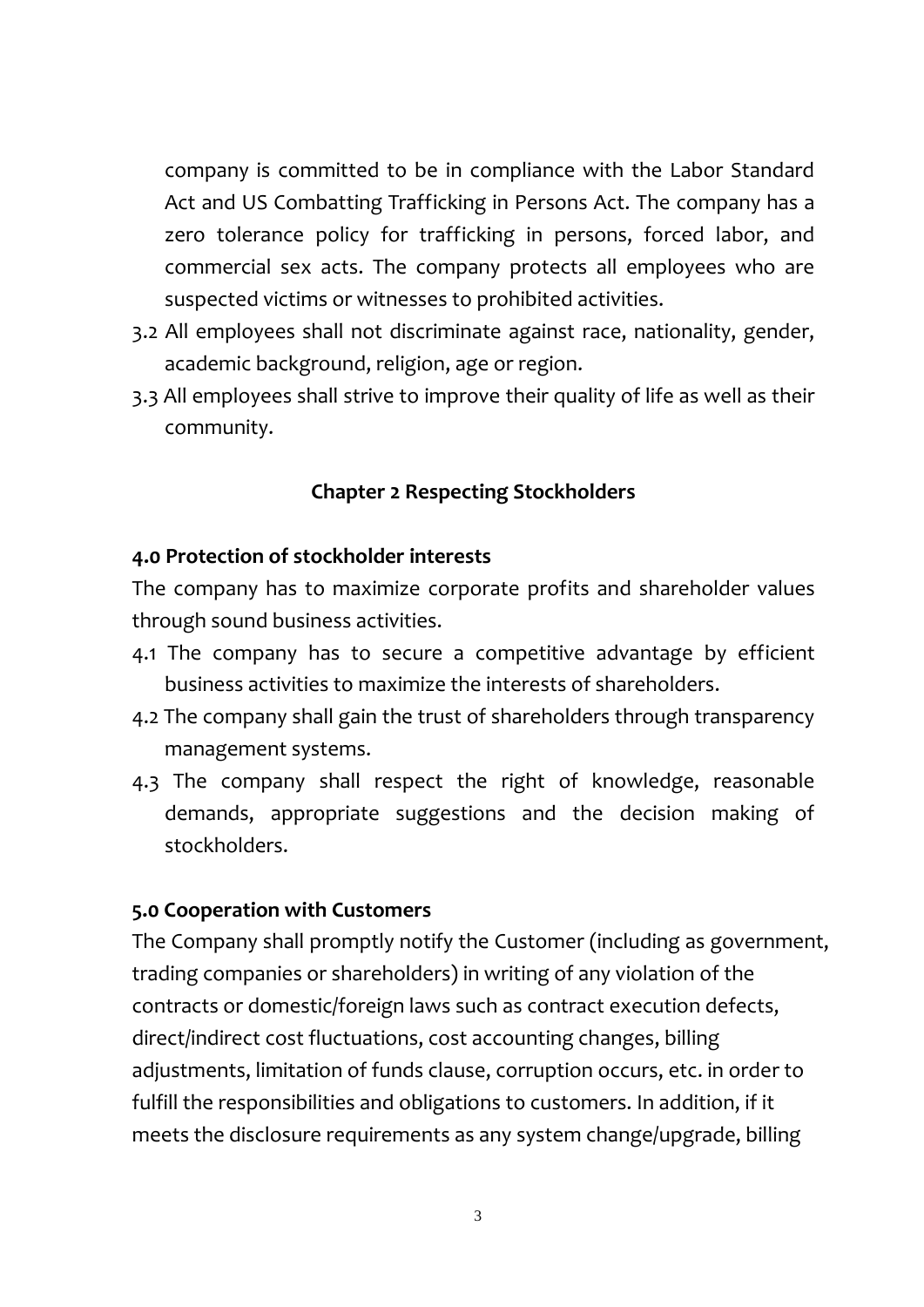company is committed to be in compliance with the Labor Standard Act and US Combatting Trafficking in Persons Act. The company has a zero tolerance policy for trafficking in persons, forced labor, and commercial sex acts. The company protects all employees who are suspected victims or witnesses to prohibited activities.

3.2 All employees shall not discriminate against race, nationality, gender, academic background, religion, age or region.

3.3 All employees shall strive to improve their quality of life as well as their community.

## Chapter 2 Respecting Stockholders

### 4.0 Protection of stockholder interests

The company has to maximize corporate profits and shareholder values through sound business activities.

4.1 The company has to secure a competitive advantage by efficient business activities to maximize the interests of shareholders.

4.2 The company shall gain the trust of shareholders through transparency management systems.

4.3 The company shall respect the right of knowledge, reasonable demands, appropriate suggestions and the decision making of stockholders.

### 5.0 Cooperation with Customers

The Company shall promptly notify the Customer (including as government, trading companies or shareholders) in writing of any violation of the contracts or domestic/foreign laws such as contract execution defects, direct/indirect cost fluctuations, cost accounting changes, billing adjustments, limitation of funds clause, corruption occurs, etc. in order to fulfill the responsibilities and obligations to customers. In addition, if it meets the disclosure requirements as any system change/upgrade, billing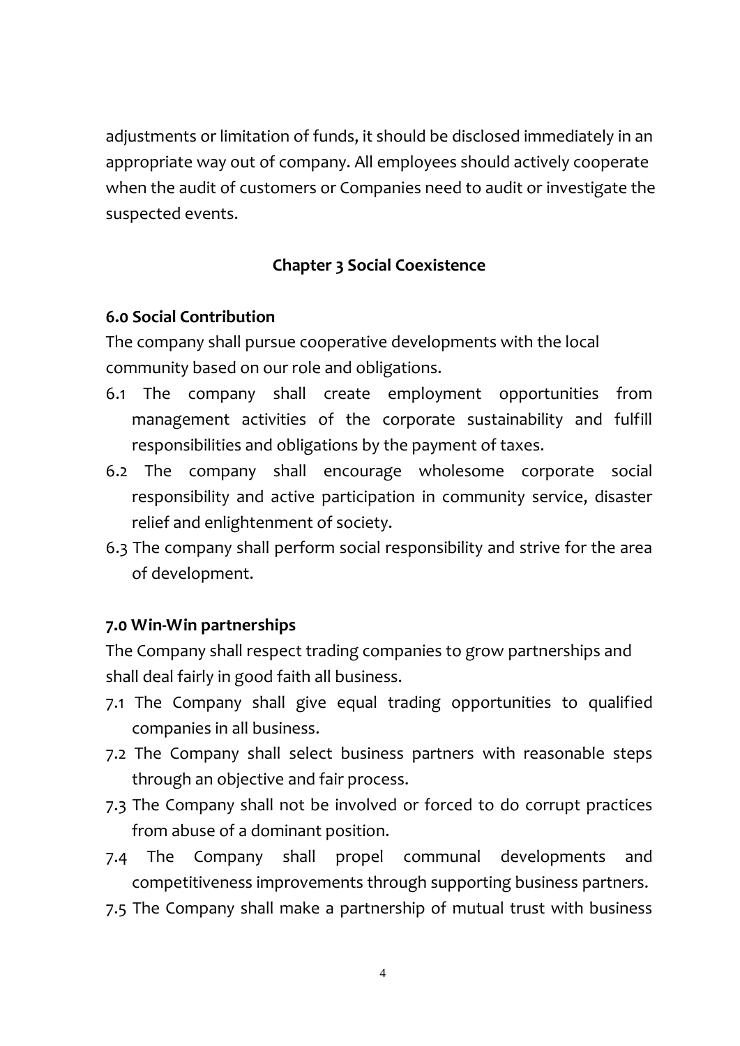adjustments or limitation of funds, it should be disclosed immediately in an appropriate way out of company. All employees should actively cooperate when the audit of customers or Companies need to audit or investigate the suspected events.

## Chapter 3 Social Coexistence

### 6.0 Social Contribution

The company shall pursue cooperative developments with the local community based on our role and obligations.

6.1 The company shall create employment opportunities from management activities of the corporate sustainability and fulfill responsibilities and obligations by the payment of taxes.

6.2 The company shall encourage wholesome corporate social responsibility and active participation in community service, disaster relief and enlightenment of society.

6.3 The company shall perform social responsibility and strive for the area of development.

### 7.0 Win-Win partnerships

The Company shall respect trading companies to grow partnerships and shall deal fairly in good faith all business.

7.1 The Company shall give equal trading opportunities to qualified companies in all business.

7.2 The Company shall select business partners with reasonable steps through an objective and fair process.

7.3 The Company shall not be involved or forced to do corrupt practices from abuse of a dominant position.

7.4 The Company shall propel communal developments and competitiveness improvements through supporting business partners.

7.5 The Company shall make a partnership of mutual trust with business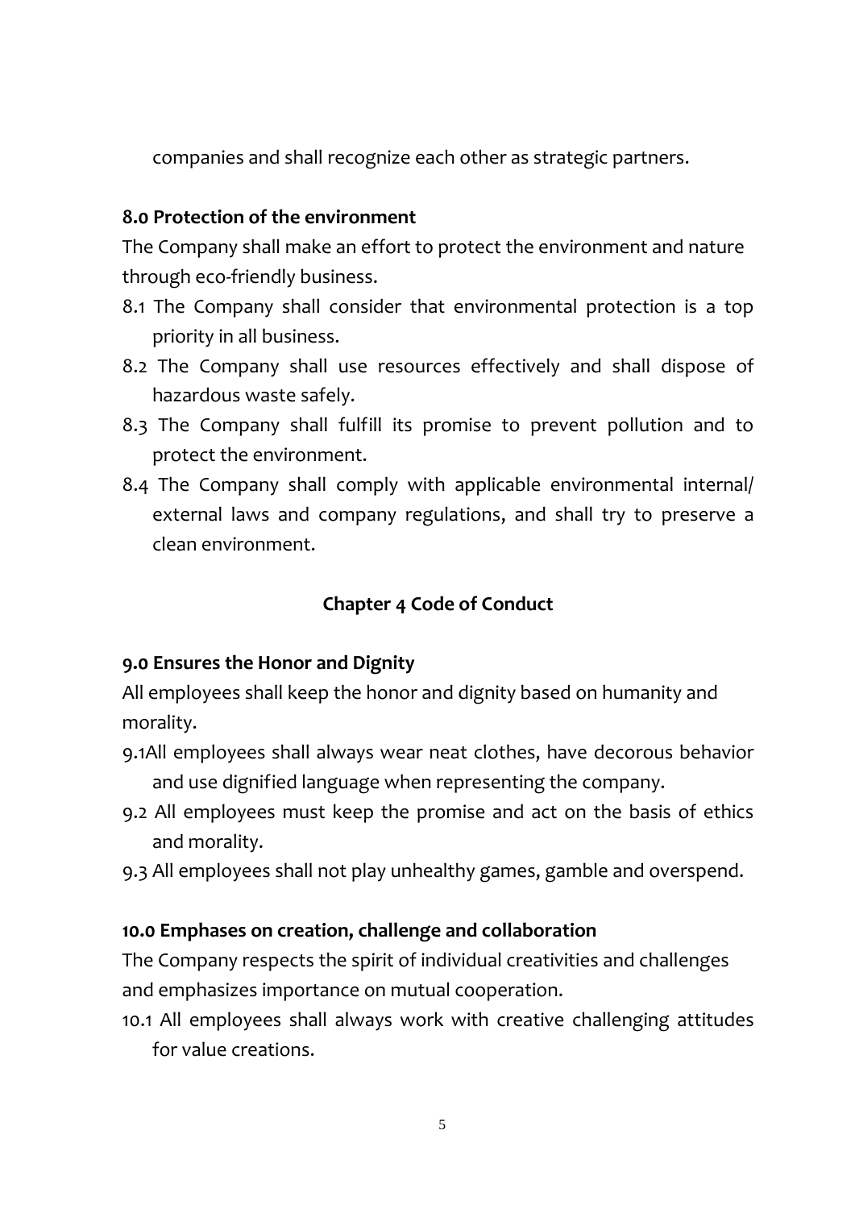companies and shall recognize each other as strategic partners.

**8.0 Protection of the environment**

The Company shall make an effort to protect the environment and nature through eco-friendly business.

8.1 The Company shall consider that environmental protection is a top priority in all business.

8.2 The Company shall use resources effectively and shall dispose of hazardous waste safely.

8.3 The Company shall fulfill its promise to prevent pollution and to protect the environment.

8.4 The Company shall comply with applicable environmental internal/ external laws and company regulations, and shall try to preserve a clean environment.

## Chapter 4 Code of Conduct

**9.0 Ensures the Honor and Dignity**

All employees shall keep the honor and dignity based on humanity and morality.

9.1All employees shall always wear neat clothes, have decorous behavior and use dignified language when representing the company.

9.2 All employees must keep the promise and act on the basis of ethics and morality.

9.3 All employees shall not play unhealthy games, gamble and overspend.

**10.0 Emphases on creation, challenge and collaboration**

The Company respects the spirit of individual creativities and challenges and emphasizes importance on mutual cooperation.

10.1 All employees shall always work with creative challenging attitudes for value creations.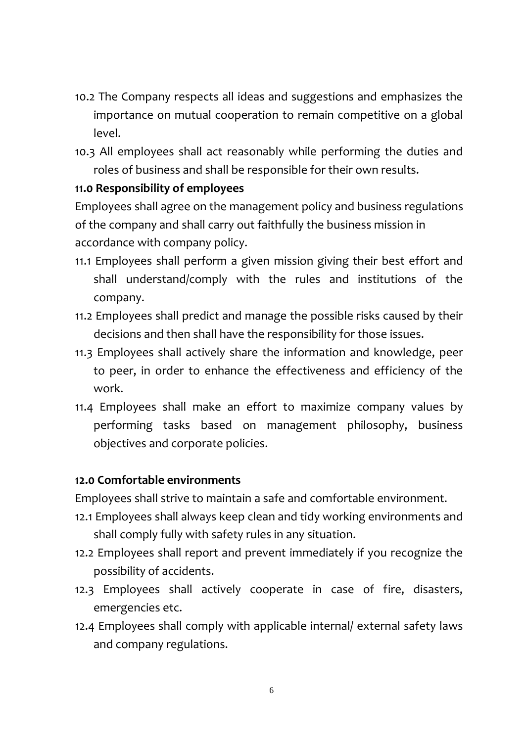10.2 The Company respects all ideas and suggestions and emphasizes the importance on mutual cooperation to remain competitive on a global level.

10.3 All employees shall act reasonably while performing the duties and roles of business and shall be responsible for their own results.

**11.0 Responsibility of employees**

Employees shall agree on the management policy and business regulations of the company and shall carry out faithfully the business mission in accordance with company policy.

11.1 Employees shall perform a given mission giving their best effort and shall understand/comply with the rules and institutions of the company.

11.2 Employees shall predict and manage the possible risks caused by their decisions and then shall have the responsibility for those issues.

11.3 Employees shall actively share the information and knowledge, peer to peer, in order to enhance the effectiveness and efficiency of the work.

11.4 Employees shall make an effort to maximize company values by performing tasks based on management philosophy, business objectives and corporate policies.

**12.0 Comfortable environments**

Employees shall strive to maintain a safe and comfortable environment.

12.1 Employees shall always keep clean and tidy working environments and shall comply fully with safety rules in any situation.

12.2 Employees shall report and prevent immediately if you recognize the possibility of accidents.

12.3 Employees shall actively cooperate in case of fire, disasters, emergencies etc.

12.4 Employees shall comply with applicable internal/ external safety laws and company regulations.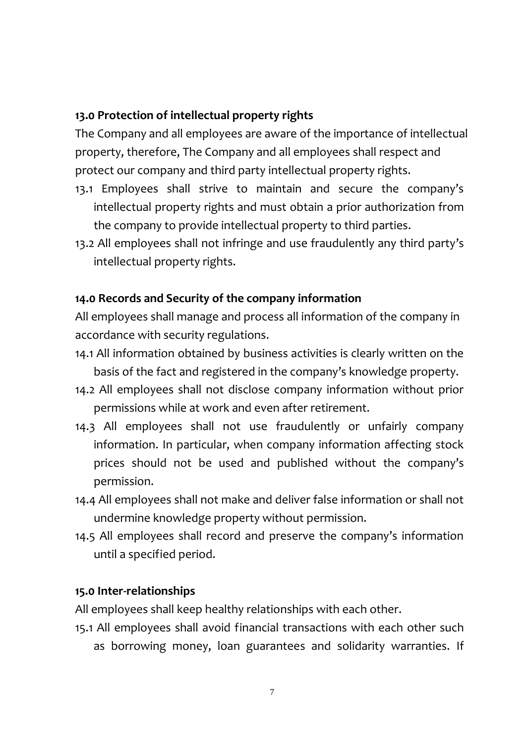**13.0 Protection of intellectual property rights**

The Company and all employees are aware of the importance of intellectual property, therefore, The Company and all employees shall respect and protect our company and third party intellectual property rights.

13.1 Employees shall strive to maintain and secure the company's intellectual property rights and must obtain a prior authorization from the company to provide intellectual property to third parties.

13.2 All employees shall not infringe and use fraudulently any third party's intellectual property rights.

**14.0 Records and Security of the company information**

All employees shall manage and process all information of the company in accordance with security regulations.

14.1 All information obtained by business activities is clearly written on the basis of the fact and registered in the company's knowledge property.

14.2 All employees shall not disclose company information without prior permissions while at work and even after retirement.

14.3 All employees shall not use fraudulently or unfairly company information. In particular, when company information affecting stock prices should not be used and published without the company's permission.

14.4 All employees shall not make and deliver false information or shall not undermine knowledge property without permission.

14.5 All employees shall record and preserve the company's information until a specified period.

**15.0 Inter-relationships**

All employees shall keep healthy relationships with each other.

15.1 All employees shall avoid financial transactions with each other such as borrowing money, loan guarantees and solidarity warranties. If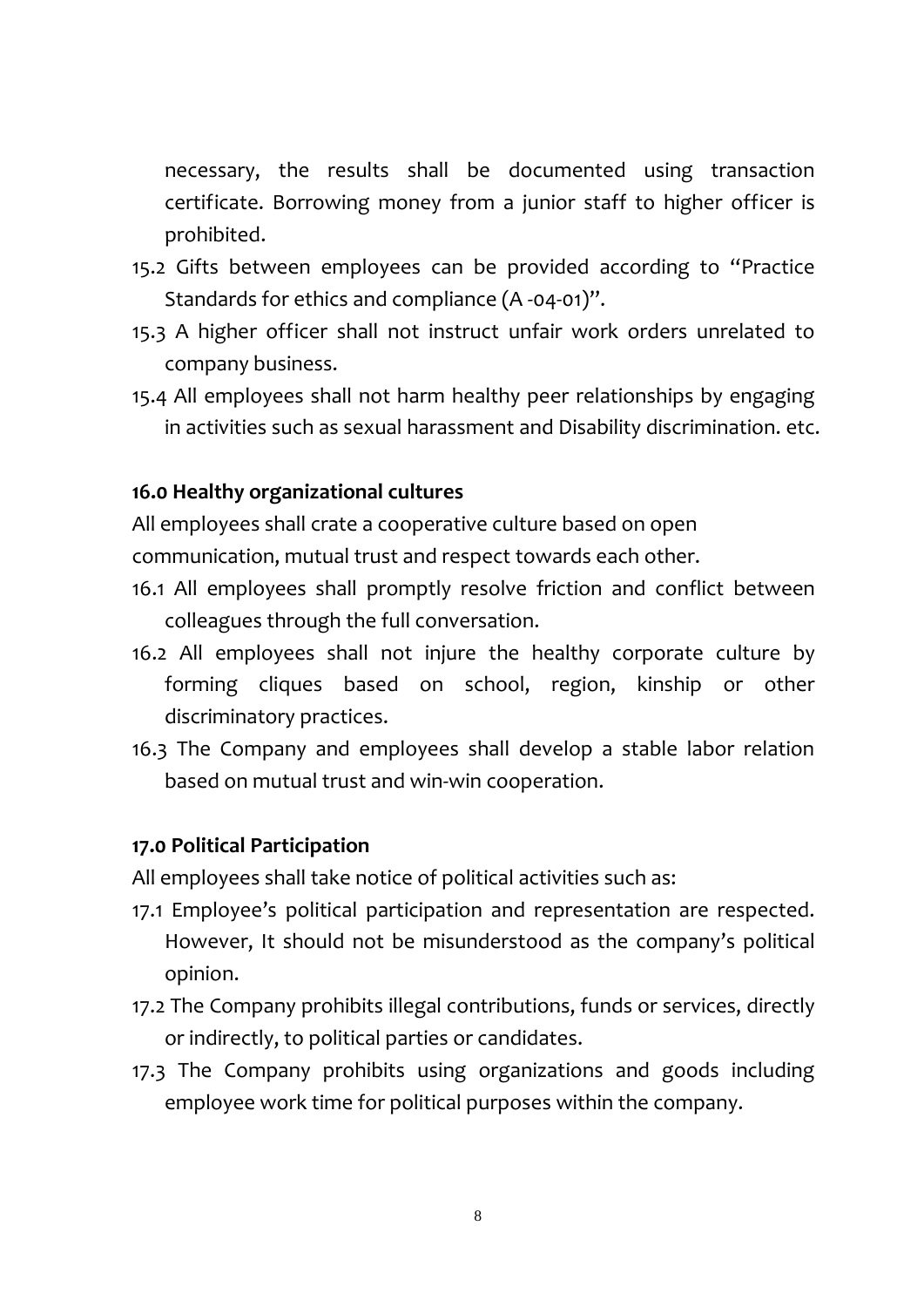necessary, the results shall be documented using transaction certificate. Borrowing money from a junior staff to higher officer is prohibited.

15.2 Gifts between employees can be provided according to "Practice Standards for ethics and compliance (A -04-01)".

15.3 A higher officer shall not instruct unfair work orders unrelated to company business.

15.4 All employees shall not harm healthy peer relationships by engaging in activities such as sexual harassment and Disability discrimination. etc.

**16.0 Healthy organizational cultures**

All employees shall crate a cooperative culture based on open communication, mutual trust and respect towards each other.

16.1 All employees shall promptly resolve friction and conflict between colleagues through the full conversation.

16.2 All employees shall not injure the healthy corporate culture by forming cliques based on school, region, kinship or other discriminatory practices.

16.3 The Company and employees shall develop a stable labor relation based on mutual trust and win-win cooperation.

**17.0 Political Participation**

All employees shall take notice of political activities such as:

17.1 Employee's political participation and representation are respected. However, It should not be misunderstood as the company's political opinion.

17.2 The Company prohibits illegal contributions, funds or services, directly or indirectly, to political parties or candidates.

17.3 The Company prohibits using organizations and goods including employee work time for political purposes within the company.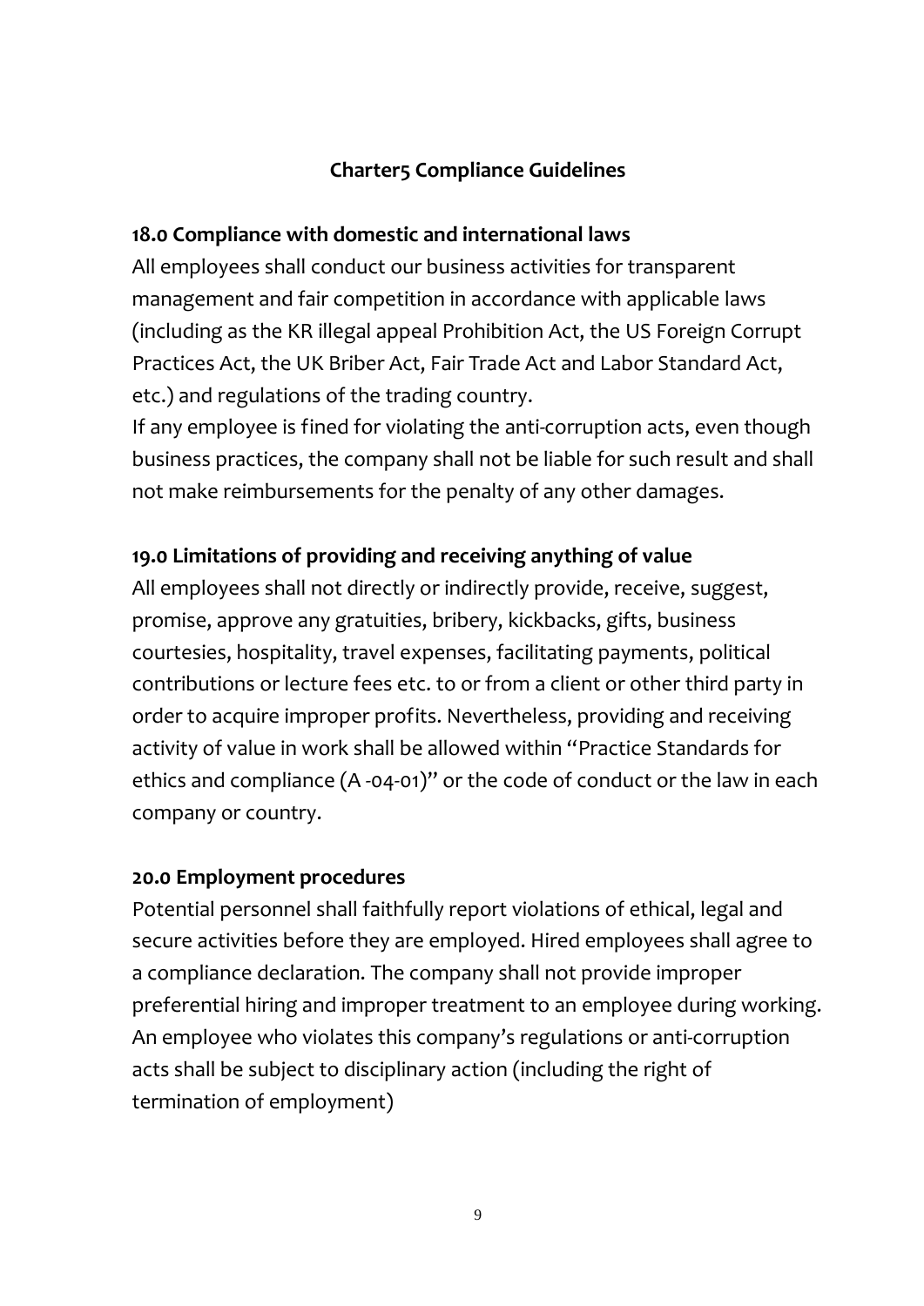## Charter5 Compliance Guidelines

### 18.0 Compliance with domestic and international laws

All employees shall conduct our business activities for transparent management and fair competition in accordance with applicable laws (including as the KR illegal appeal Prohibition Act, the US Foreign Corrupt Practices Act, the UK Briber Act, Fair Trade Act and Labor Standard Act, etc.) and regulations of the trading country.

If any employee is fined for violating the anti-corruption acts, even though business practices, the company shall not be liable for such result and shall not make reimbursements for the penalty of any other damages.

### 19.0 Limitations of providing and receiving anything of value

All employees shall not directly or indirectly provide, receive, suggest, promise, approve any gratuities, bribery, kickbacks, gifts, business courtesies, hospitality, travel expenses, facilitating payments, political contributions or lecture fees etc. to or from a client or other third party in order to acquire improper profits. Nevertheless, providing and receiving activity of value in work shall be allowed within "Practice Standards for ethics and compliance (A -04-01)" or the code of conduct or the law in each company or country.

### 20.0 Employment procedures

Potential personnel shall faithfully report violations of ethical, legal and secure activities before they are employed. Hired employees shall agree to a compliance declaration. The company shall not provide improper preferential hiring and improper treatment to an employee during working. An employee who violates this company's regulations or anti-corruption acts shall be subject to disciplinary action (including the right of termination of employment)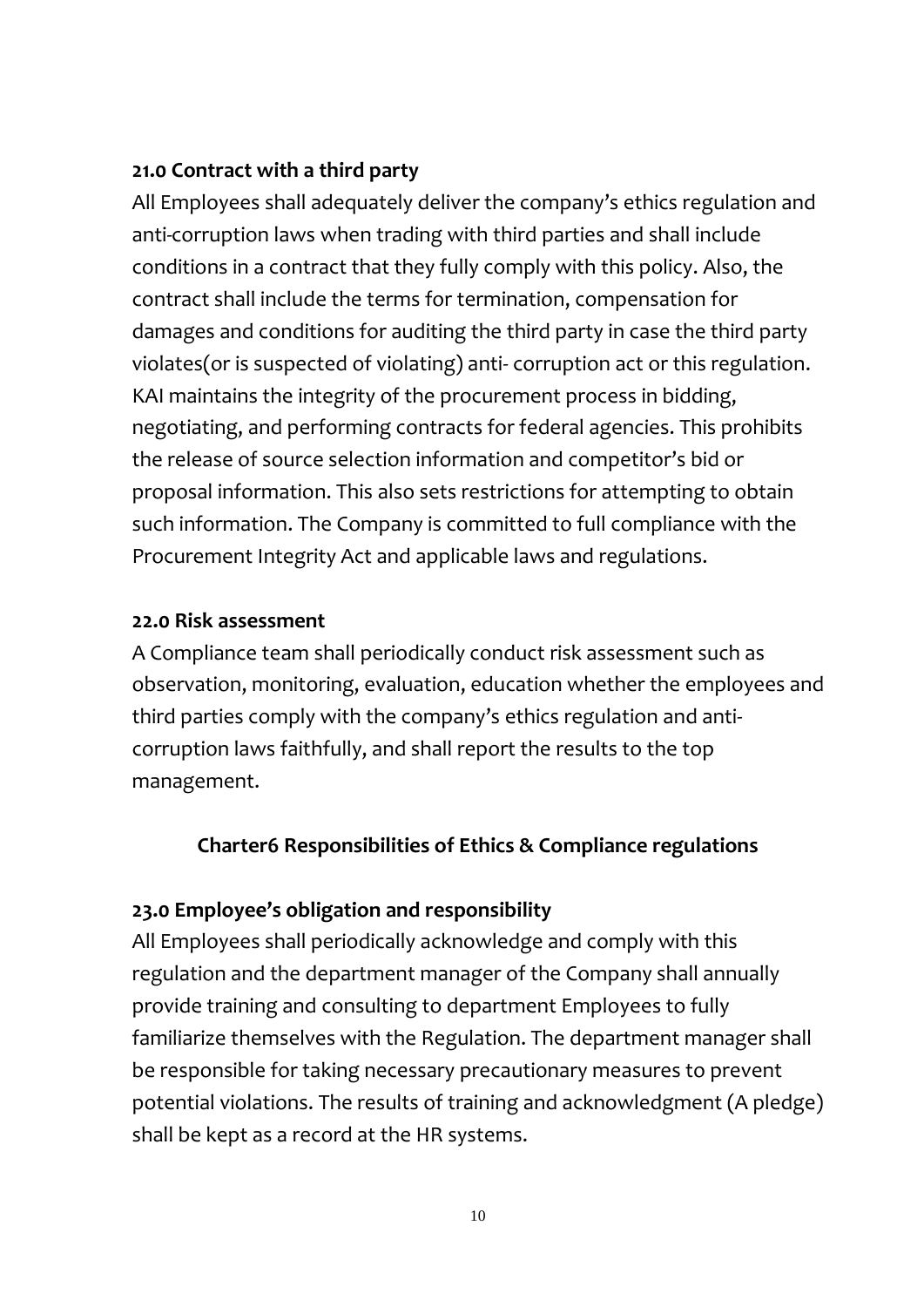### 21.0 Contract with a third party

All Employees shall adequately deliver the company's ethics regulation and anti-corruption laws when trading with third parties and shall include conditions in a contract that they fully comply with this policy. Also, the contract shall include the terms for termination, compensation for damages and conditions for auditing the third party in case the third party violates(or is suspected of violating) anti- corruption act or this regulation. KAI maintains the integrity of the procurement process in bidding, negotiating, and performing contracts for federal agencies. This prohibits the release of source selection information and competitor's bid or proposal information. This also sets restrictions for attempting to obtain such information. The Company is committed to full compliance with the Procurement Integrity Act and applicable laws and regulations.

### 22.0 Risk assessment

A Compliance team shall periodically conduct risk assessment such as observation, monitoring, evaluation, education whether the employees and third parties comply with the company's ethics regulation and anti-corruption laws faithfully, and shall report the results to the top management.

## Charter6 Responsibilities of Ethics & Compliance regulations

### 23.0 Employee's obligation and responsibility

All Employees shall periodically acknowledge and comply with this regulation and the department manager of the Company shall annually provide training and consulting to department Employees to fully familiarize themselves with the Regulation. The department manager shall be responsible for taking necessary precautionary measures to prevent potential violations. The results of training and acknowledgment (A pledge) shall be kept as a record at the HR systems.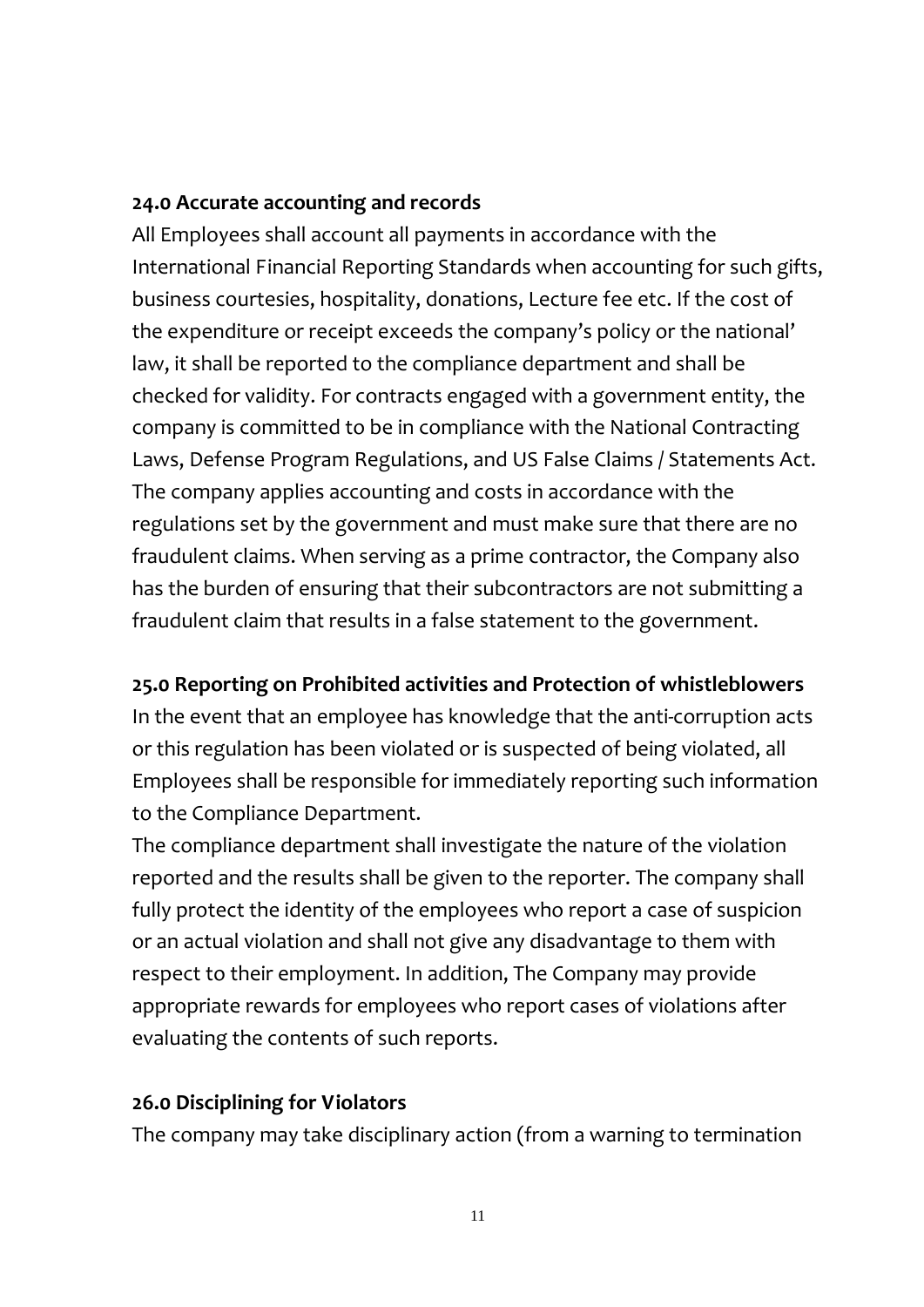**24.0 Accurate accounting and records**

All Employees shall account all payments in accordance with the International Financial Reporting Standards when accounting for such gifts, business courtesies, hospitality, donations, Lecture fee etc. If the cost of the expenditure or receipt exceeds the company's policy or the national' law, it shall be reported to the compliance department and shall be checked for validity. For contracts engaged with a government entity, the company is committed to be in compliance with the National Contracting Laws, Defense Program Regulations, and US False Claims / Statements Act. The company applies accounting and costs in accordance with the regulations set by the government and must make sure that there are no fraudulent claims. When serving as a prime contractor, the Company also has the burden of ensuring that their subcontractors are not submitting a fraudulent claim that results in a false statement to the government.

**25.0 Reporting on Prohibited activities and Protection of whistleblowers**

In the event that an employee has knowledge that the anti-corruption acts or this regulation has been violated or is suspected of being violated, all Employees shall be responsible for immediately reporting such information to the Compliance Department.

The compliance department shall investigate the nature of the violation reported and the results shall be given to the reporter. The company shall fully protect the identity of the employees who report a case of suspicion or an actual violation and shall not give any disadvantage to them with respect to their employment. In addition, The Company may provide appropriate rewards for employees who report cases of violations after evaluating the contents of such reports.

**26.0 Disciplining for Violators**

The company may take disciplinary action (from a warning to termination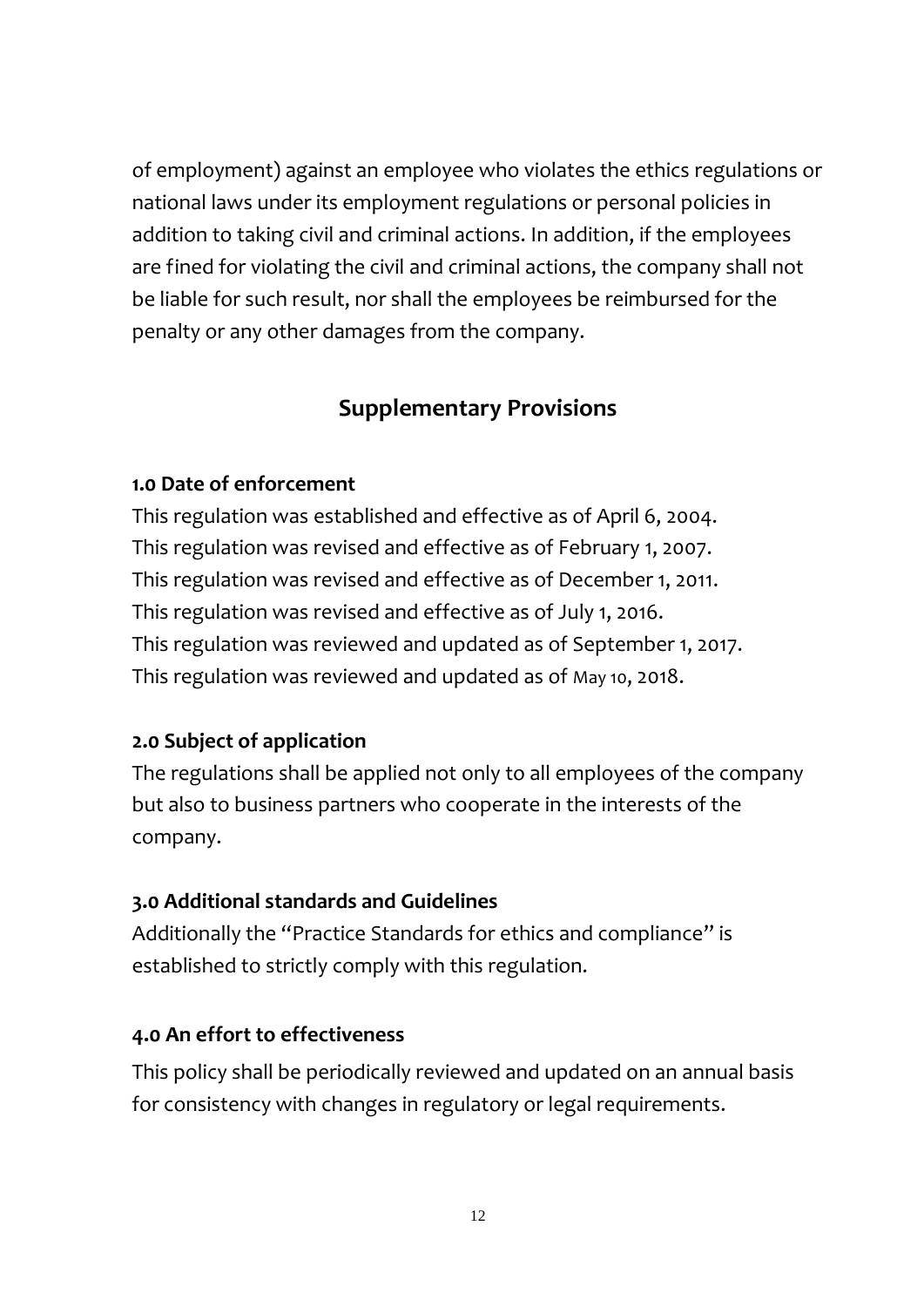of employment) against an employee who violates the ethics regulations or national laws under its employment regulations or personal policies in addition to taking civil and criminal actions. In addition, if the employees are fined for violating the civil and criminal actions, the company shall not be liable for such result, nor shall the employees be reimbursed for the penalty or any other damages from the company.

## Supplementary Provisions

### 1.0 Date of enforcement

This regulation was established and effective as of April 6, 2004.
This regulation was revised and effective as of February 1, 2007.
This regulation was revised and effective as of December 1, 2011.
This regulation was revised and effective as of July 1, 2016.
This regulation was reviewed and updated as of September 1, 2017.
This regulation was reviewed and updated as of May 10, 2018.

### 2.0 Subject of application

The regulations shall be applied not only to all employees of the company but also to business partners who cooperate in the interests of the company.

### 3.0 Additional standards and Guidelines

Additionally the "Practice Standards for ethics and compliance" is established to strictly comply with this regulation.

### 4.0 An effort to effectiveness

This policy shall be periodically reviewed and updated on an annual basis for consistency with changes in regulatory or legal requirements.